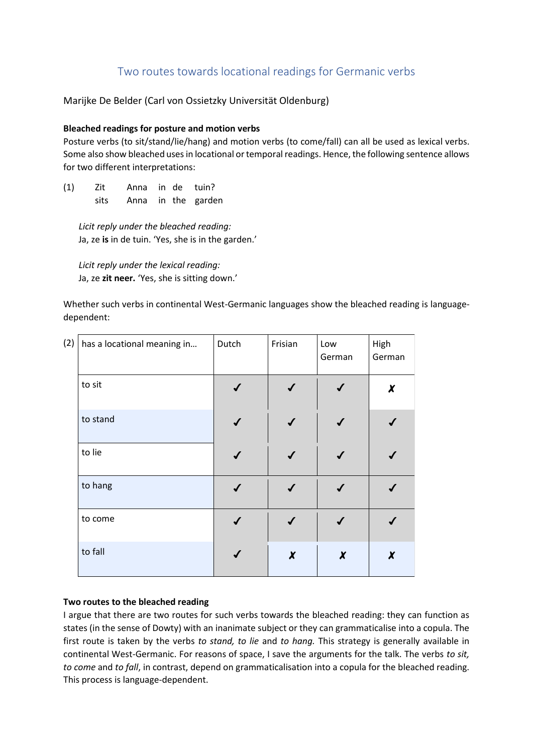# Two routes towards locational readings for Germanic verbs

Marijke De Belder (Carl von Ossietzky Universität Oldenburg)

**Bleached readings for posture and motion verbs**

Posture verbs (to sit/stand/lie/hang) and motion verbs (to come/fall) can all be used as lexical verbs. Some also show bleached uses in locational or temporal readings. Hence, the following sentence allows for two different interpretations:

(1) Zit Anna in de tuin?
    sits Anna in the garden

*Licit reply under the bleached reading:*
Ja, ze **is** in de tuin. 'Yes, she is in the garden.'

*Licit reply under the lexical reading:*
Ja, ze **zit neer.** 'Yes, she is sitting down.'

Whether such verbs in continental West-Germanic languages show the bleached reading is language-dependent:

(2)

| has a locational meaning in… | Dutch | Frisian | Low German | High German |
|---|---|---|---|---|
| to sit | ✓ | ✓ | ✓ | ✗ |
| to stand | ✓ | ✓ | ✓ | ✓ |
| to lie | ✓ | ✓ | ✓ | ✓ |
| to hang | ✓ | ✓ | ✓ | ✓ |
| to come | ✓ | ✓ | ✓ | ✓ |
| to fall | ✓ | ✗ | ✗ | ✗ |

**Two routes to the bleached reading**

I argue that there are two routes for such verbs towards the bleached reading: they can function as states (in the sense of Dowty) with an inanimate subject or they can grammaticalise into a copula. The first route is taken by the verbs *to stand, to lie* and *to hang.* This strategy is generally available in continental West-Germanic. For reasons of space, I save the arguments for the talk. The verbs *to sit, to come* and *to fall*, in contrast, depend on grammaticalisation into a copula for the bleached reading. This process is language-dependent.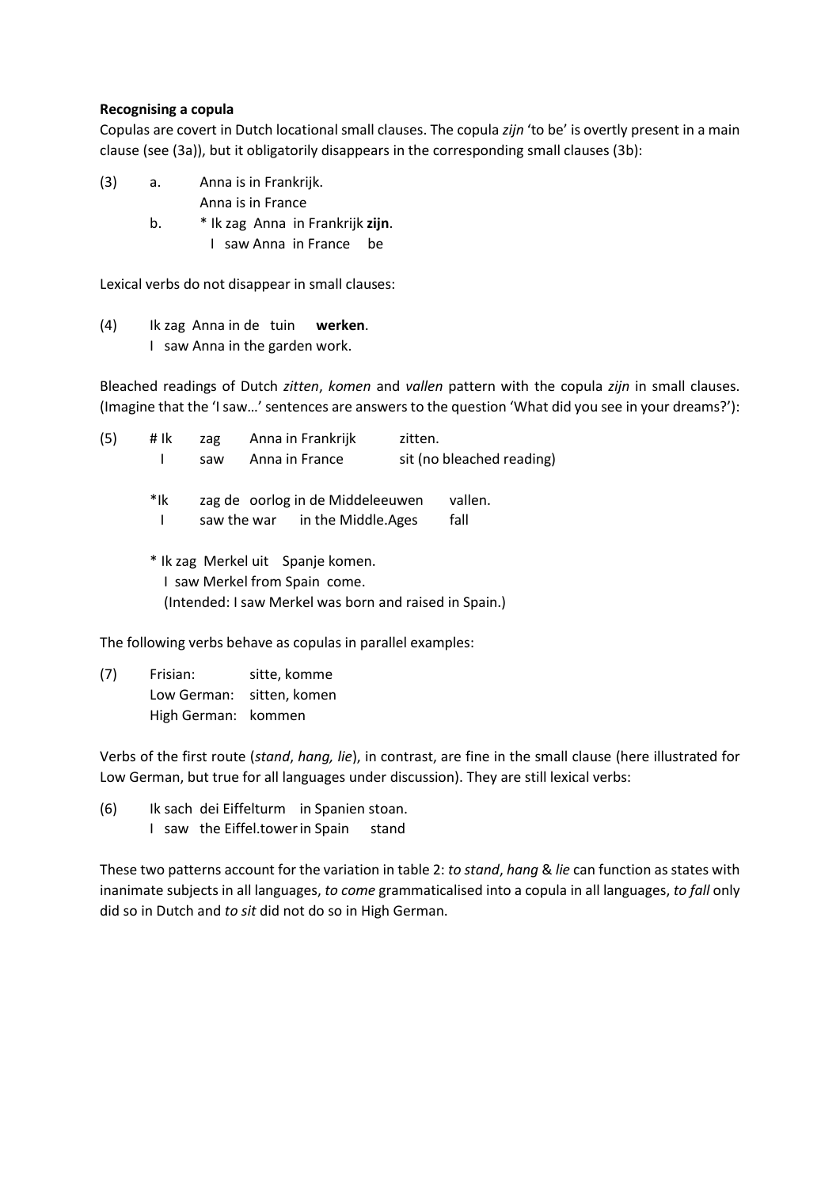**Recognising a copula**

Copulas are covert in Dutch locational small clauses. The copula *zijn* 'to be' is overtly present in a main clause (see (3a)), but it obligatorily disappears in the corresponding small clauses (3b):

(3) a. Anna is in Frankrijk.
   Anna is in France

  b. * Ik zag Anna in Frankrijk **zijn**.
   I saw Anna in France be

Lexical verbs do not disappear in small clauses:

(4) Ik zag Anna in de tuin **werken**.
  I saw Anna in the garden work.

Bleached readings of Dutch *zitten*, *komen* and *vallen* pattern with the copula *zijn* in small clauses. (Imagine that the 'I saw…' sentences are answers to the question 'What did you see in your dreams?'):

(5) # Ik zag Anna in Frankrijk zitten.
   I saw Anna in France sit (no bleached reading)

  *Ik zag de oorlog in de Middeleeuwen vallen.
   I saw the war in the Middle.Ages fall

  * Ik zag Merkel uit Spanje komen.
   I saw Merkel from Spain come.
   (Intended: I saw Merkel was born and raised in Spain.)

The following verbs behave as copulas in parallel examples:

(7) Frisian: sitte, komme
  Low German: sitten, komen
  High German: kommen

Verbs of the first route (*stand*, *hang, lie*), in contrast, are fine in the small clause (here illustrated for Low German, but true for all languages under discussion). They are still lexical verbs:

(6) Ik sach dei Eiffelturm in Spanien stoan.
  I saw the Eiffel.tower in Spain stand

These two patterns account for the variation in table 2: *to stand*, *hang* & *lie* can function as states with inanimate subjects in all languages, *to come* grammaticalised into a copula in all languages, *to fall* only did so in Dutch and *to sit* did not do so in High German.